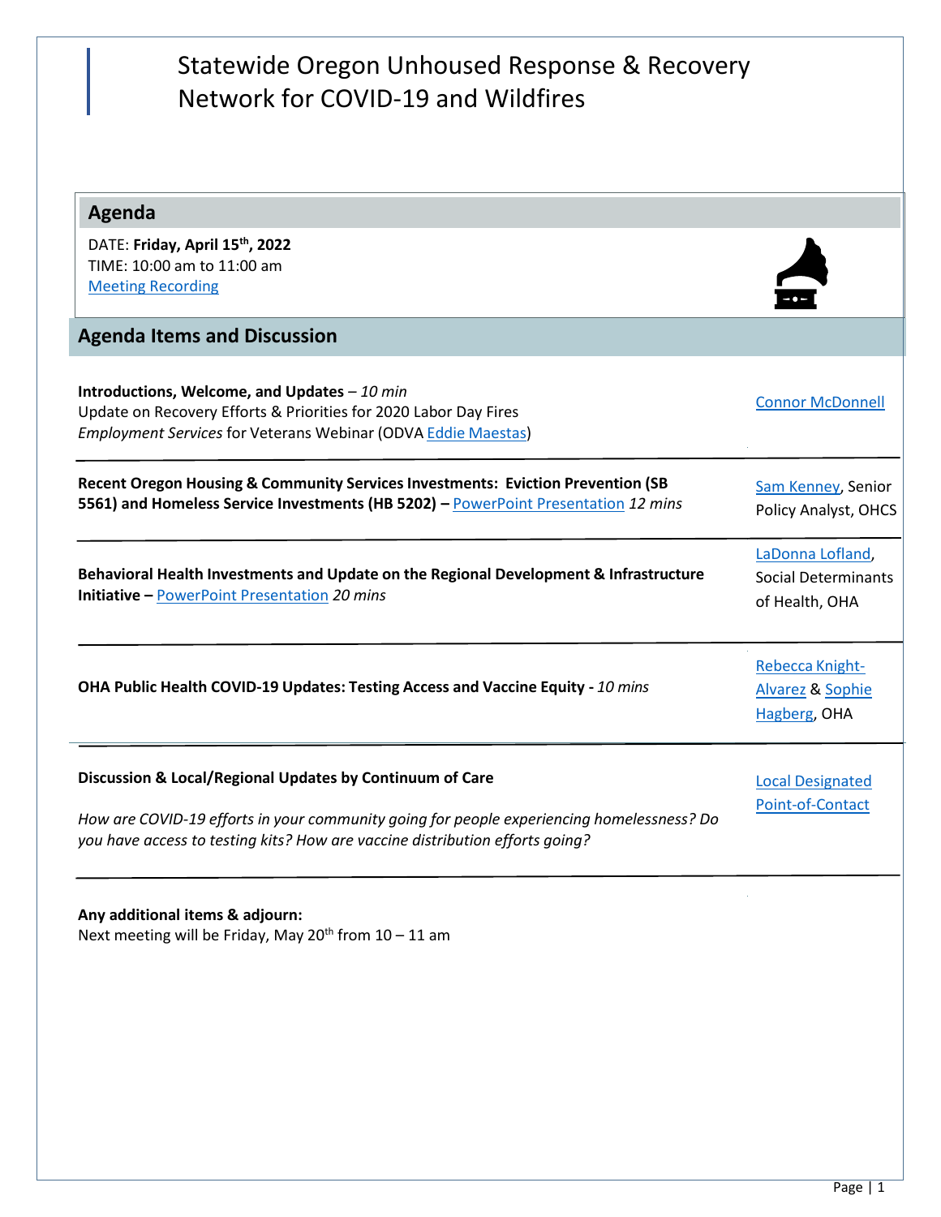# Statewide Oregon Unhoused Response & Recovery Network for COVID-19 and Wildfires

## Agenda

DATE: **Friday, April 15th, 2022**
TIME: 10:00 am to 11:00 am
Meeting Recording

## Agenda Items and Discussion

| Item | Presenter |
|---|---|
| **Introductions, Welcome, and Updates** – *10 min*<br>Update on Recovery Efforts & Priorities for 2020 Labor Day Fires<br>*Employment Services* for Veterans Webinar (ODVA Eddie Maestas) | Connor McDonnell |
| **Recent Oregon Housing & Community Services Investments: Eviction Prevention (SB 5561) and Homeless Service Investments (HB 5202) –** PowerPoint Presentation *12 mins* | Sam Kenney, Senior Policy Analyst, OHCS |
| **Behavioral Health Investments and Update on the Regional Development & Infrastructure Initiative –** PowerPoint Presentation *20 mins* | LaDonna Lofland, Social Determinants of Health, OHA |
| **OHA Public Health COVID-19 Updates: Testing Access and Vaccine Equity -** *10 mins* | Rebecca Knight-Alvarez & Sophie Hagberg, OHA |
| **Discussion & Local/Regional Updates by Continuum of Care**<br><br>*How are COVID-19 efforts in your community going for people experiencing homelessness? Do you have access to testing kits? How are vaccine distribution efforts going?* | Local Designated Point-of-Contact |

**Any additional items & adjourn:**
Next meeting will be Friday, May 20th from 10 – 11 am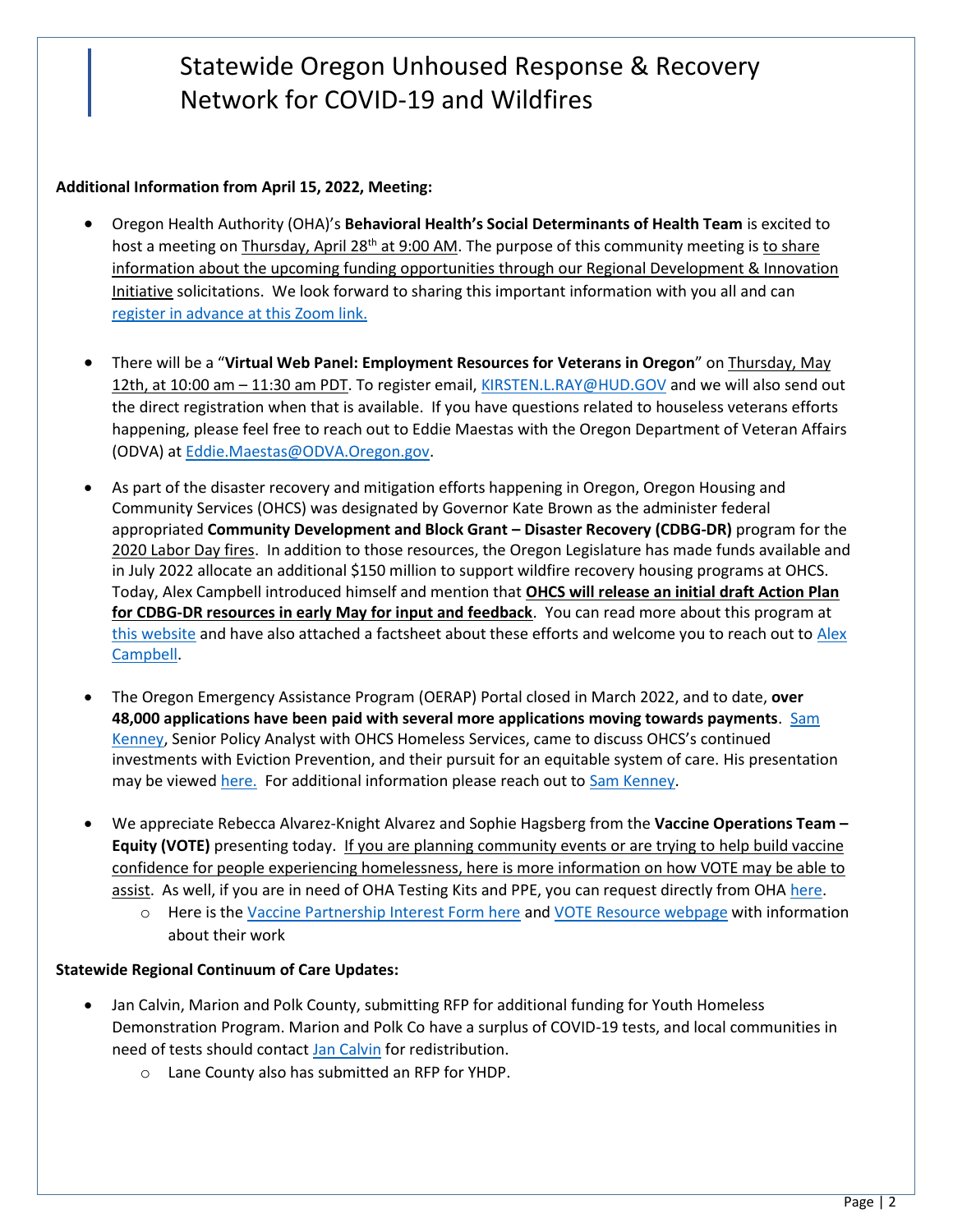# Statewide Oregon Unhoused Response & Recovery Network for COVID-19 and Wildfires

**Additional Information from April 15, 2022, Meeting:**

- Oregon Health Authority (OHA)'s **Behavioral Health's Social Determinants of Health Team** is excited to host a meeting on Thursday, April 28th at 9:00 AM. The purpose of this community meeting is to share information about the upcoming funding opportunities through our Regional Development & Innovation Initiative solicitations. We look forward to sharing this important information with you all and can [register in advance at this Zoom link.]()

- There will be a "**Virtual Web Panel: Employment Resources for Veterans in Oregon**" on Thursday, May 12th, at 10:00 am – 11:30 am PDT. To register email, KIRSTEN.L.RAY@HUD.GOV and we will also send out the direct registration when that is available. If you have questions related to houseless veterans efforts happening, please feel free to reach out to Eddie Maestas with the Oregon Department of Veteran Affairs (ODVA) at Eddie.Maestas@ODVA.Oregon.gov.

- As part of the disaster recovery and mitigation efforts happening in Oregon, Oregon Housing and Community Services (OHCS) was designated by Governor Kate Brown as the administer federal appropriated **Community Development and Block Grant – Disaster Recovery (CDBG-DR)** program for the 2020 Labor Day fires. In addition to those resources, the Oregon Legislature has made funds available and in July 2022 allocate an additional $150 million to support wildfire recovery housing programs at OHCS. Today, Alex Campbell introduced himself and mention that **OHCS will release an initial draft Action Plan for CDBG-DR resources in early May for input and feedback**. You can read more about this program at this website and have also attached a factsheet about these efforts and welcome you to reach out to Alex Campbell.

- The Oregon Emergency Assistance Program (OERAP) Portal closed in March 2022, and to date, **over 48,000 applications have been paid with several more applications moving towards payments**. Sam Kenney, Senior Policy Analyst with OHCS Homeless Services, came to discuss OHCS's continued investments with Eviction Prevention, and their pursuit for an equitable system of care. His presentation may be viewed here. For additional information please reach out to Sam Kenney.

- We appreciate Rebecca Alvarez-Knight Alvarez and Sophie Hagsberg from the **Vaccine Operations Team – Equity (VOTE)** presenting today. If you are planning community events or are trying to help build vaccine confidence for people experiencing homelessness, here is more information on how VOTE may be able to assist. As well, if you are in need of OHA Testing Kits and PPE, you can request directly from OHA here.
  - Here is the Vaccine Partnership Interest Form here and VOTE Resource webpage with information about their work

**Statewide Regional Continuum of Care Updates:**

- Jan Calvin, Marion and Polk County, submitting RFP for additional funding for Youth Homeless Demonstration Program. Marion and Polk Co have a surplus of COVID-19 tests, and local communities in need of tests should contact Jan Calvin for redistribution.
  - Lane County also has submitted an RFP for YHDP.